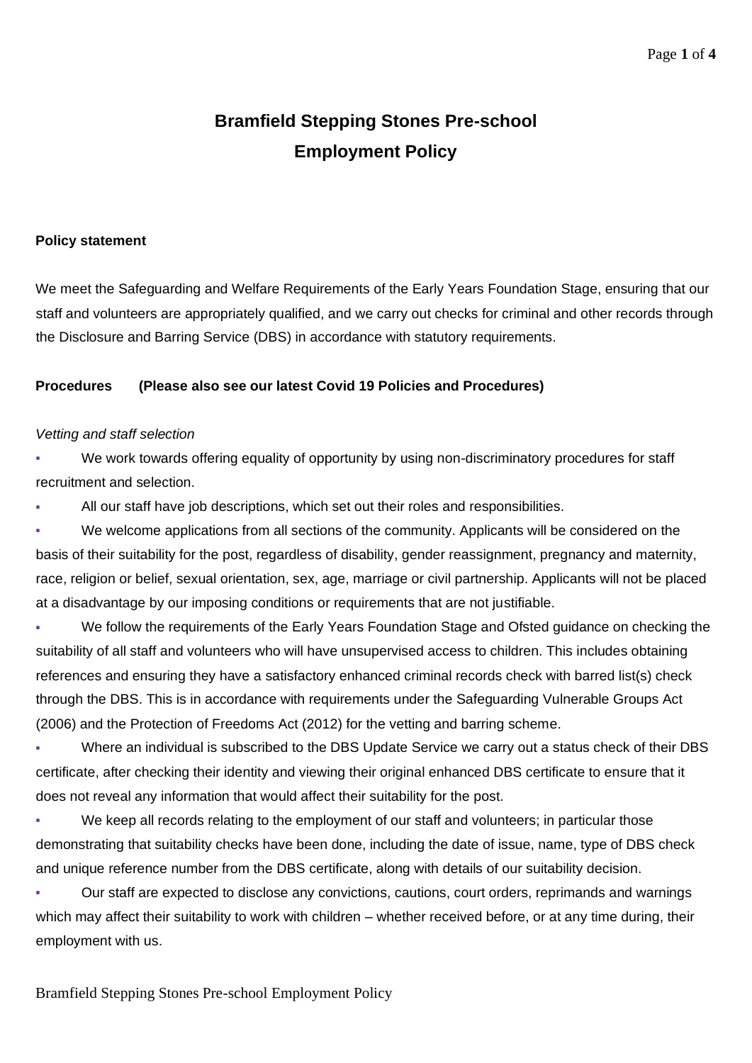# Bramfield Stepping Stones Pre-school

# Employment Policy

**Policy statement**

We meet the Safeguarding and Welfare Requirements of the Early Years Foundation Stage, ensuring that our staff and volunteers are appropriately qualified, and we carry out checks for criminal and other records through the Disclosure and Barring Service (DBS) in accordance with statutory requirements.

**Procedures (Please also see our latest Covid 19 Policies and Procedures)**

*Vetting and staff selection*

- We work towards offering equality of opportunity by using non-discriminatory procedures for staff recruitment and selection.
- All our staff have job descriptions, which set out their roles and responsibilities.
- We welcome applications from all sections of the community. Applicants will be considered on the basis of their suitability for the post, regardless of disability, gender reassignment, pregnancy and maternity, race, religion or belief, sexual orientation, sex, age, marriage or civil partnership. Applicants will not be placed at a disadvantage by our imposing conditions or requirements that are not justifiable.
- We follow the requirements of the Early Years Foundation Stage and Ofsted guidance on checking the suitability of all staff and volunteers who will have unsupervised access to children. This includes obtaining references and ensuring they have a satisfactory enhanced criminal records check with barred list(s) check through the DBS. This is in accordance with requirements under the Safeguarding Vulnerable Groups Act (2006) and the Protection of Freedoms Act (2012) for the vetting and barring scheme.
- Where an individual is subscribed to the DBS Update Service we carry out a status check of their DBS certificate, after checking their identity and viewing their original enhanced DBS certificate to ensure that it does not reveal any information that would affect their suitability for the post.
- We keep all records relating to the employment of our staff and volunteers; in particular those demonstrating that suitability checks have been done, including the date of issue, name, type of DBS check and unique reference number from the DBS certificate, along with details of our suitability decision.
- Our staff are expected to disclose any convictions, cautions, court orders, reprimands and warnings which may affect their suitability to work with children – whether received before, or at any time during, their employment with us.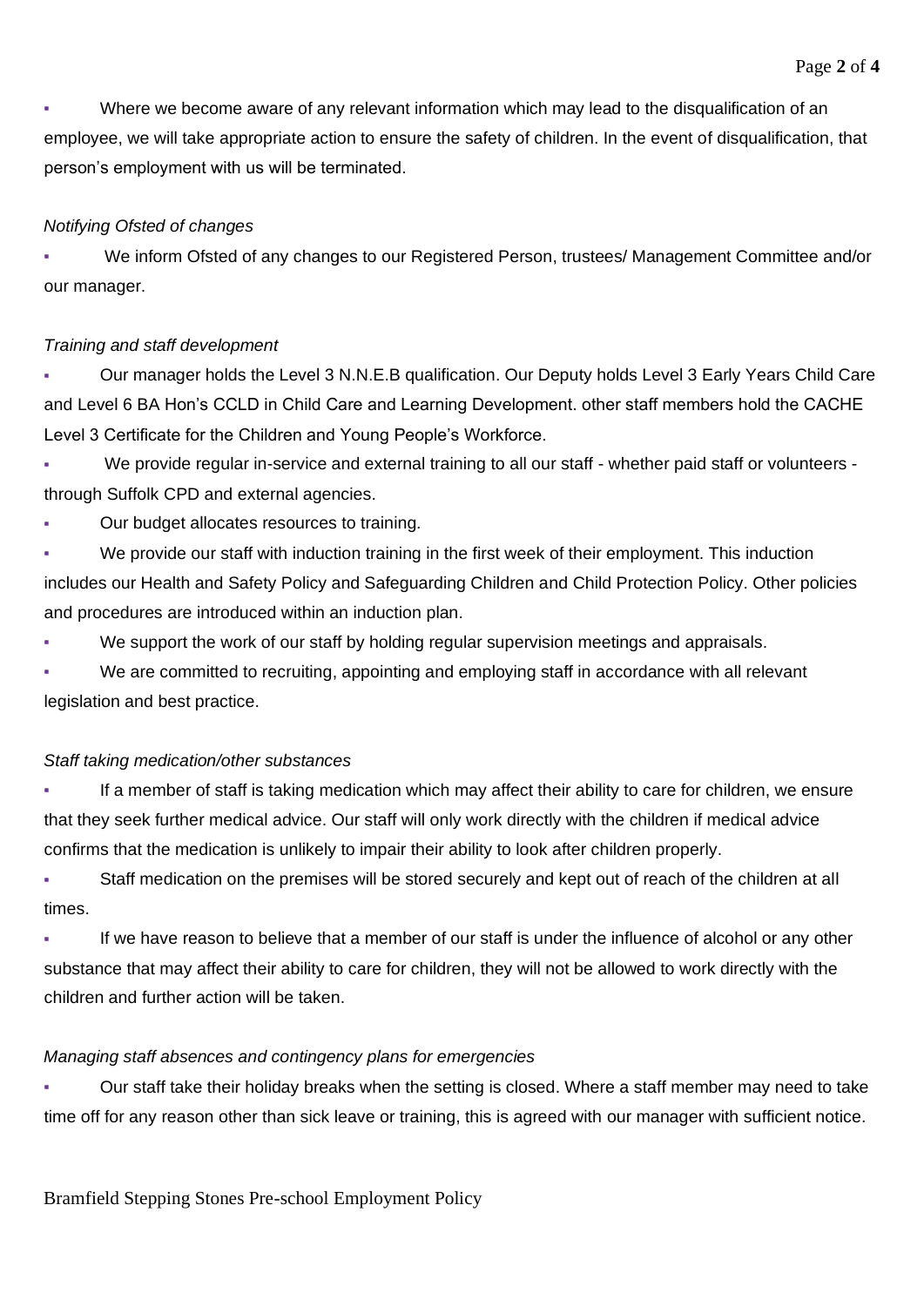- Where we become aware of any relevant information which may lead to the disqualification of an employee, we will take appropriate action to ensure the safety of children. In the event of disqualification, that person's employment with us will be terminated.

*Notifying Ofsted of changes*

- We inform Ofsted of any changes to our Registered Person, trustees/ Management Committee and/or our manager.

*Training and staff development*

- Our manager holds the Level 3 N.N.E.B qualification. Our Deputy holds Level 3 Early Years Child Care and Level 6 BA Hon's CCLD in Child Care and Learning Development. other staff members hold the CACHE Level 3 Certificate for the Children and Young People's Workforce.
- We provide regular in-service and external training to all our staff - whether paid staff or volunteers - through Suffolk CPD and external agencies.
- Our budget allocates resources to training.
- We provide our staff with induction training in the first week of their employment. This induction includes our Health and Safety Policy and Safeguarding Children and Child Protection Policy. Other policies and procedures are introduced within an induction plan.
- We support the work of our staff by holding regular supervision meetings and appraisals.
- We are committed to recruiting, appointing and employing staff in accordance with all relevant legislation and best practice.

*Staff taking medication/other substances*

- If a member of staff is taking medication which may affect their ability to care for children, we ensure that they seek further medical advice. Our staff will only work directly with the children if medical advice confirms that the medication is unlikely to impair their ability to look after children properly.
- Staff medication on the premises will be stored securely and kept out of reach of the children at all times.
- If we have reason to believe that a member of our staff is under the influence of alcohol or any other substance that may affect their ability to care for children, they will not be allowed to work directly with the children and further action will be taken.

*Managing staff absences and contingency plans for emergencies*

- Our staff take their holiday breaks when the setting is closed. Where a staff member may need to take time off for any reason other than sick leave or training, this is agreed with our manager with sufficient notice.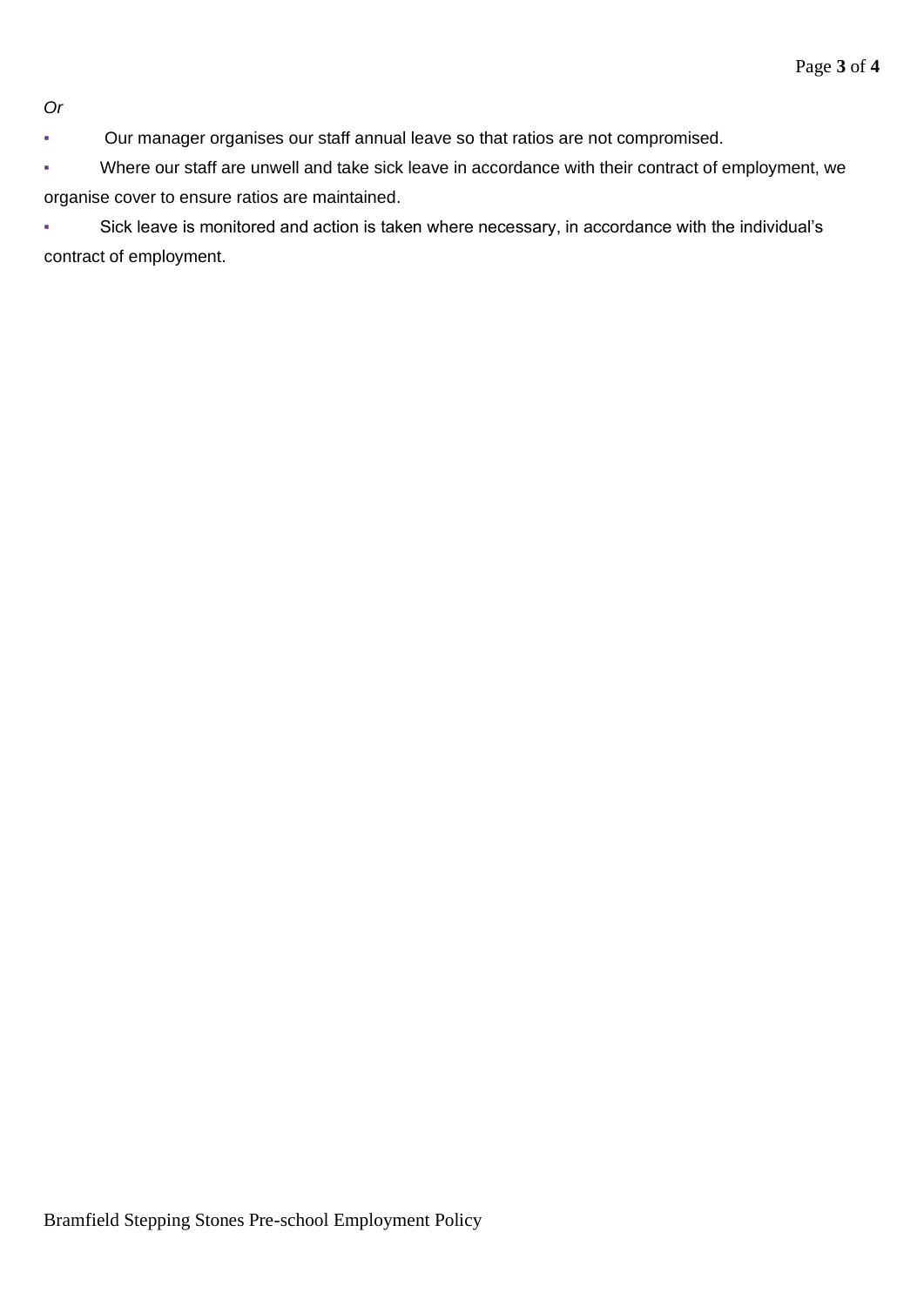*Or*

- Our manager organises our staff annual leave so that ratios are not compromised.
- Where our staff are unwell and take sick leave in accordance with their contract of employment, we organise cover to ensure ratios are maintained.
- Sick leave is monitored and action is taken where necessary, in accordance with the individual's contract of employment.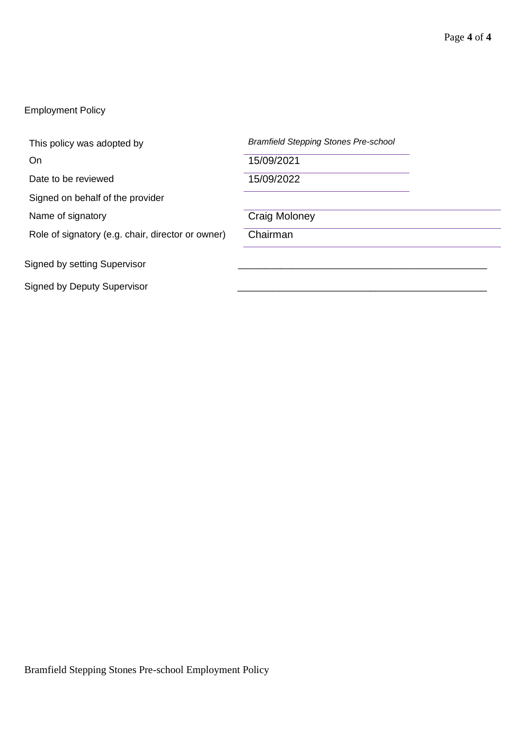Employment Policy

| | |
|---|---|
| This policy was adopted by | *Bramfield Stepping Stones Pre-school* |
| On | 15/09/2021 |
| Date to be reviewed | 15/09/2022 |
| Signed on behalf of the provider | |
| Name of signatory | Craig Moloney |
| Role of signatory (e.g. chair, director or owner) | Chairman |

Signed by setting Supervisor \_\_\_\_\_\_\_\_\_\_\_\_\_\_\_\_\_\_\_\_\_\_\_\_\_\_\_\_\_\_\_\_\_\_\_\_\_\_\_\_\_\_\_\_\_\_\_\_

Signed by Deputy Supervisor \_\_\_\_\_\_\_\_\_\_\_\_\_\_\_\_\_\_\_\_\_\_\_\_\_\_\_\_\_\_\_\_\_\_\_\_\_\_\_\_\_\_\_\_\_\_\_\_